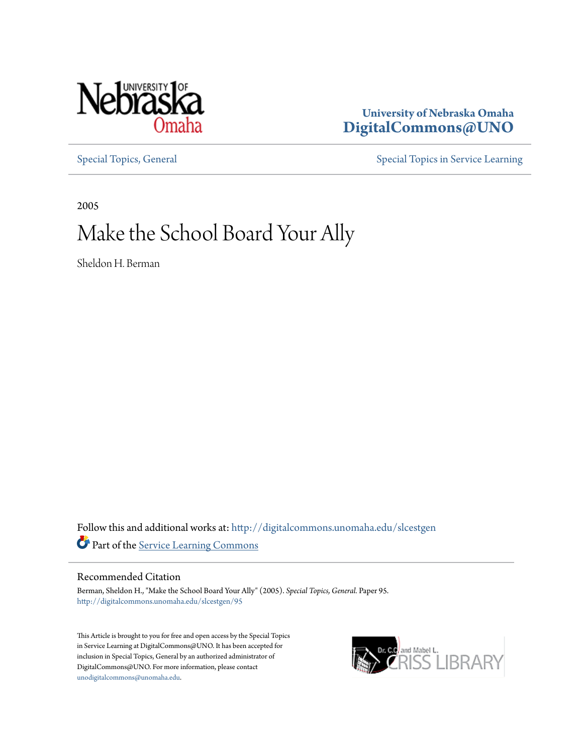University of Nebraska Omaha
**DigitalCommons@UNO**

Special Topics, General | Special Topics in Service Learning

2005

# Make the School Board Your Ally

Sheldon H. Berman

Follow this and additional works at: http://digitalcommons.unomaha.edu/slcestgen

Part of the Service Learning Commons

## Recommended Citation

Berman, Sheldon H., "Make the School Board Your Ally" (2005). *Special Topics, General.* Paper 95.
http://digitalcommons.unomaha.edu/slcestgen/95

This Article is brought to you for free and open access by the Special Topics in Service Learning at DigitalCommons@UNO. It has been accepted for inclusion in Special Topics, General by an authorized administrator of DigitalCommons@UNO. For more information, please contact unodigitalcommons@unomaha.edu.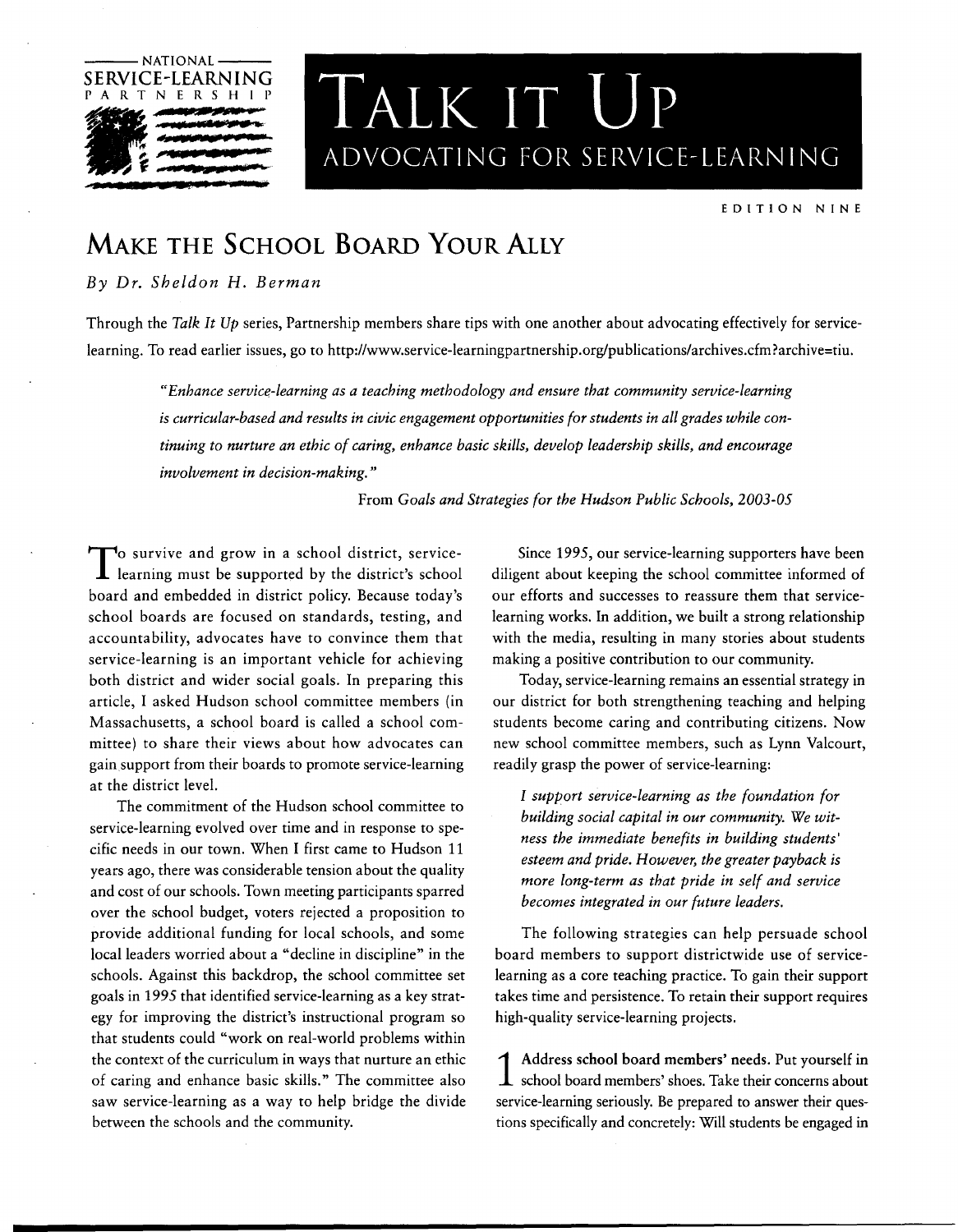NATIONAL SERVICE-LEARNING PARTNERSHIP

# TALK IT UP

## ADVOCATING FOR SERVICE-LEARNING

EDITION NINE

# MAKE THE SCHOOL BOARD YOUR ALLY

*By Dr. Sheldon H. Berman*

Through the *Talk It Up* series, Partnership members share tips with one another about advocating effectively for service-learning. To read earlier issues, go to http://www.service-learningpartnership.org/publications/archives.cfm?archive=tiu.

> *"Enhance service-learning as a teaching methodology and ensure that community service-learning is curricular-based and results in civic engagement opportunities for students in all grades while continuing to nurture an ethic of caring, enhance basic skills, develop leadership skills, and encourage involvement in decision-making."*
>
> From *Goals and Strategies for the Hudson Public Schools, 2003-05*

To survive and grow in a school district, service-learning must be supported by the district's school board and embedded in district policy. Because today's school boards are focused on standards, testing, and accountability, advocates have to convince them that service-learning is an important vehicle for achieving both district and wider social goals. In preparing this article, I asked Hudson school committee members (in Massachusetts, a school board is called a school committee) to share their views about how advocates can gain support from their boards to promote service-learning at the district level.

The commitment of the Hudson school committee to service-learning evolved over time and in response to specific needs in our town. When I first came to Hudson 11 years ago, there was considerable tension about the quality and cost of our schools. Town meeting participants sparred over the school budget, voters rejected a proposition to provide additional funding for local schools, and some local leaders worried about a "decline in discipline" in the schools. Against this backdrop, the school committee set goals in 1995 that identified service-learning as a key strategy for improving the district's instructional program so that students could "work on real-world problems within the context of the curriculum in ways that nurture an ethic of caring and enhance basic skills." The committee also saw service-learning as a way to help bridge the divide between the schools and the community.

Since 1995, our service-learning supporters have been diligent about keeping the school committee informed of our efforts and successes to reassure them that service-learning works. In addition, we built a strong relationship with the media, resulting in many stories about students making a positive contribution to our community.

Today, service-learning remains an essential strategy in our district for both strengthening teaching and helping students become caring and contributing citizens. Now new school committee members, such as Lynn Valcourt, readily grasp the power of service-learning:

> *I support service-learning as the foundation for building social capital in our community. We witness the immediate benefits in building students' esteem and pride. However, the greater payback is more long-term as that pride in self and service becomes integrated in our future leaders.*

The following strategies can help persuade school board members to support districtwide use of service-learning as a core teaching practice. To gain their support takes time and persistence. To retain their support requires high-quality service-learning projects.

**1 Address school board members' needs.** Put yourself in school board members' shoes. Take their concerns about service-learning seriously. Be prepared to answer their questions specifically and concretely: Will students be engaged in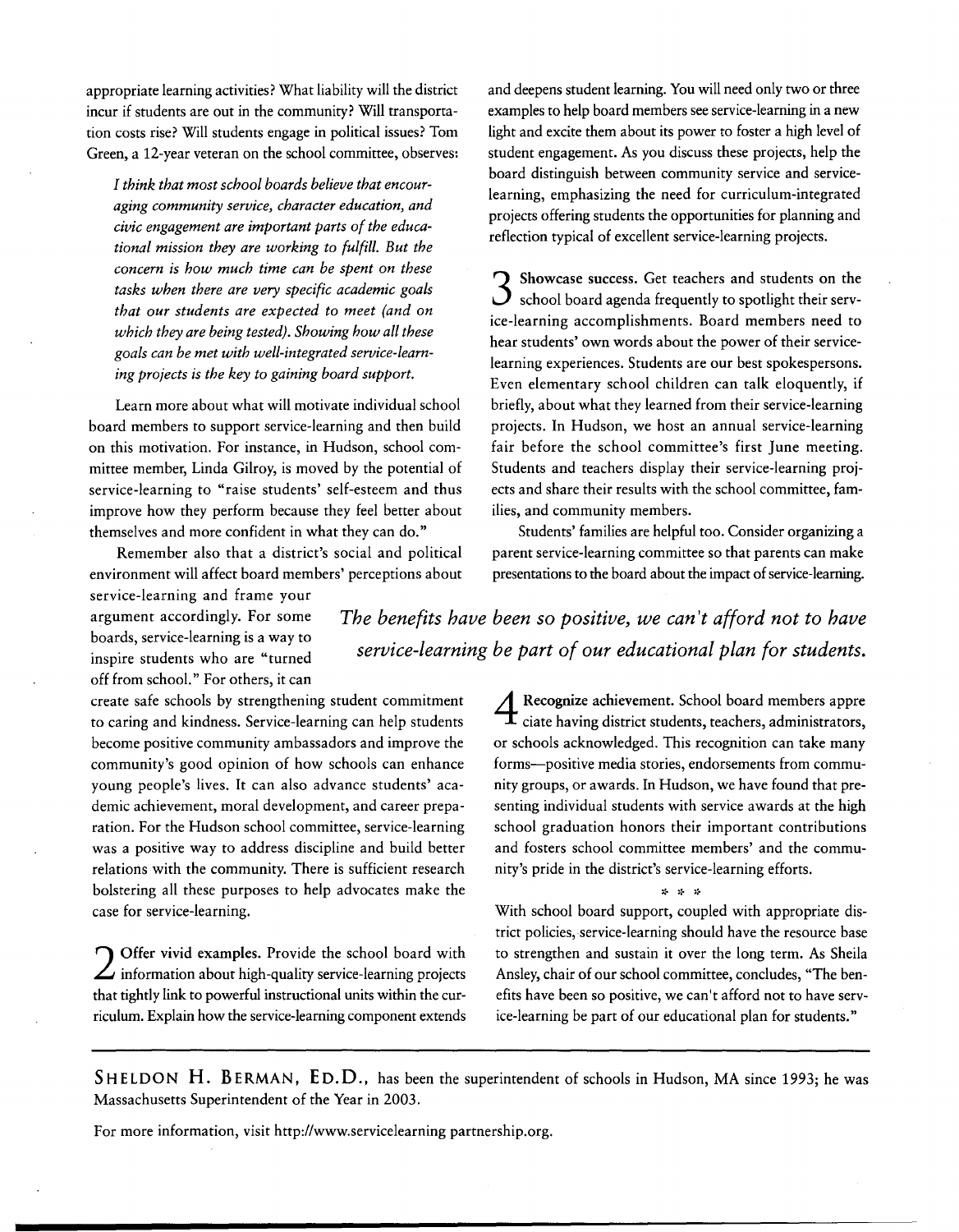appropriate learning activities? What liability will the district incur if students are out in the community? Will transportation costs rise? Will students engage in political issues? Tom Green, a 12-year veteran on the school committee, observes:

> *I think that most school boards believe that encouraging community service, character education, and civic engagement are important parts of the educational mission they are working to fulfill. But the concern is how much time can be spent on these tasks when there are very specific academic goals that our students are expected to meet (and on which they are being tested). Showing how all these goals can be met with well-integrated service-learning projects is the key to gaining board support.*

Learn more about what will motivate individual school board members to support service-learning and then build on this motivation. For instance, in Hudson, school committee member, Linda Gilroy, is moved by the potential of service-learning to "raise students' self-esteem and thus improve how they perform because they feel better about themselves and more confident in what they can do."

Remember also that a district's social and political environment will affect board members' perceptions about service-learning and frame your argument accordingly. For some boards, service-learning is a way to inspire students who are "turned off from school." For others, it can create safe schools by strengthening student commitment to caring and kindness. Service-learning can help students become positive community ambassadors and improve the community's good opinion of how schools can enhance young people's lives. It can also advance students' academic achievement, moral development, and career preparation. For the Hudson school committee, service-learning was a positive way to address discipline and build better relations with the community. There is sufficient research bolstering all these purposes to help advocates make the case for service-learning.

**2 Offer vivid examples.** Provide the school board with information about high-quality service-learning projects that tightly link to powerful instructional units within the curriculum. Explain how the service-learning component extends and deepens student learning. You will need only two or three examples to help board members see service-learning in a new light and excite them about its power to foster a high level of student engagement. As you discuss these projects, help the board distinguish between community service and service-learning, emphasizing the need for curriculum-integrated projects offering students the opportunities for planning and reflection typical of excellent service-learning projects.

**3 Showcase success.** Get teachers and students on the school board agenda frequently to spotlight their service-learning accomplishments. Board members need to hear students' own words about the power of their service-learning experiences. Students are our best spokespersons. Even elementary school children can talk eloquently, if briefly, about what they learned from their service-learning projects. In Hudson, we host an annual service-learning fair before the school committee's first June meeting. Students and teachers display their service-learning projects and share their results with the school committee, families, and community members.

Students' families are helpful too. Consider organizing a parent service-learning committee so that parents can make presentations to the board about the impact of service-learning.

*The benefits have been so positive, we can't afford not to have service-learning be part of our educational plan for students.*

**4 Recognize achievement.** School board members appreciate having district students, teachers, administrators, or schools acknowledged. This recognition can take many forms—positive media stories, endorsements from community groups, or awards. In Hudson, we have found that presenting individual students with service awards at the high school graduation honors their important contributions and fosters school committee members' and the community's pride in the district's service-learning efforts.

\* \* \*

With school board support, coupled with appropriate district policies, service-learning should have the resource base to strengthen and sustain it over the long term. As Sheila Ansley, chair of our school committee, concludes, "The benefits have been so positive, we can't afford not to have service-learning be part of our educational plan for students."

---

**SHELDON H. BERMAN, ED.D.,** has been the superintendent of schools in Hudson, MA since 1993; he was Massachusetts Superintendent of the Year in 2003.

For more information, visit http://www.servicelearning partnership.org.